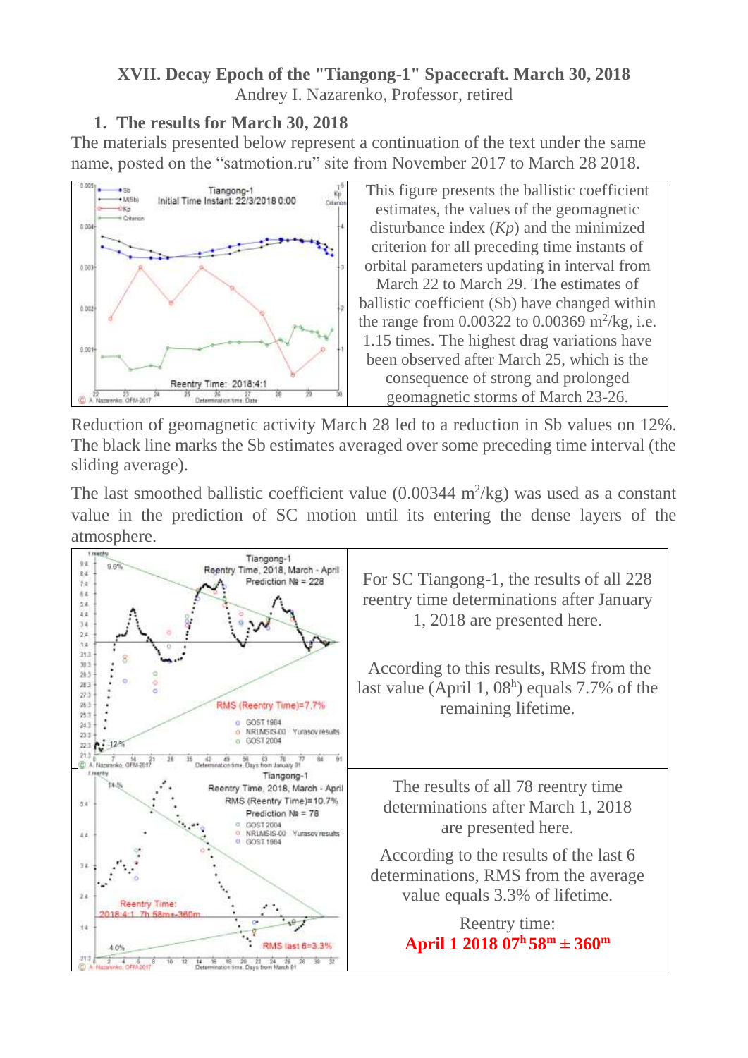# XVII. Decay Epoch of the "Tiangong-1" Spacecraft. March 30, 2018

Andrey I. Nazarenko, Professor, retired

## 1. The results for March 30, 2018

The materials presented below represent a continuation of the text under the same name, posted on the "satmotion.ru" site from November 2017 to March 28 2018.

This figure presents the ballistic coefficient estimates, the values of the geomagnetic disturbance index (*Kp*) and the minimized criterion for all preceding time instants of orbital parameters updating in interval from March 22 to March 29. The estimates of ballistic coefficient (Sb) have changed within the range from 0.00322 to 0.00369 $m^2$/kg, i.e. 1.15 times. The highest drag variations have been observed after March 25, which is the consequence of strong and prolonged geomagnetic storms of March 23-26.

Reduction of geomagnetic activity March 28 led to a reduction in Sb values on 12%. The black line marks the Sb estimates averaged over some preceding time interval (the sliding average).

The last smoothed ballistic coefficient value (0.00344 $m^2$/kg) was used as a constant value in the prediction of SC motion until its entering the dense layers of the atmosphere.

For SC Tiangong-1, the results of all 228 reentry time determinations after January 1, 2018 are presented here.

According to this results, RMS from the last value (April 1, 08$^h$) equals 7.7% of the remaining lifetime.

The results of all 78 reentry time determinations after March 1, 2018 are presented here.

According to the results of the last 6 determinations, RMS from the average value equals 3.3% of lifetime.

Reentry time:

**April 1 2018 07$^h$ 58$^m$ ± 360$^m$**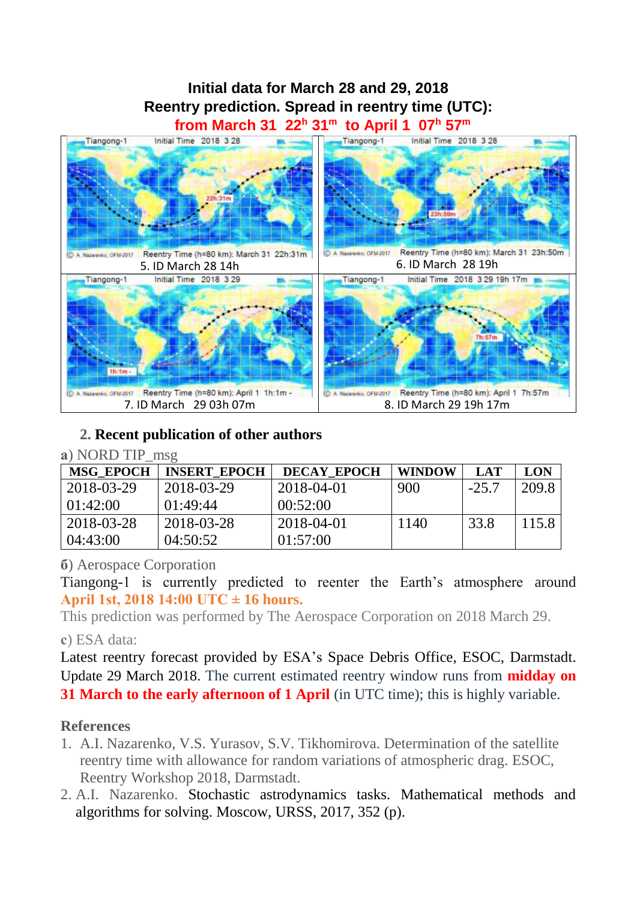**Initial data for March 28 and 29, 2018**
**Reentry prediction. Spread in reentry time (UTC):**
**from March 31 $22^h$ $31^m$ to April 1 $07^h$ $57^m$**

Tiangong-1 Initial Time 2018 3 28
22h:31m
© A. Nazarenko, OFM-2017 Reentry Time (h=80 km): March 31 22h:31m
5. ID March 28 14h

Tiangong-1 Initial Time 2018 3 28
23h:50m
© A. Nazarenko, OFM-2017 Reentry Time (h=80 km): March 31 23h:50m
6. ID March 28 19h

Tiangong-1 Initial Time 2018 3 29
1h:1m
© A. Nazarenko, OFM-2017 Reentry Time (h=80 km): April 1 1h:1m
7. ID March 29 03h 07m

Tiangong-1 Initial Time 2018 3 29 19h 17m
7h:57m
© A. Nazarenko, OFM-2017 Reentry Time (h=80 km): April 1 7h:57m
8. ID March 29 19h 17m

## 2. Recent publication of other authors

**a**) NORD TIP_msg

| MSG_EPOCH | INSERT_EPOCH | DECAY_EPOCH | WINDOW | LAT | LON |
|---|---|---|---|---|---|
| 2018-03-29 01:42:00 | 2018-03-29 01:49:44 | 2018-04-01 00:52:00 | 900 | -25.7 | 209.8 |
| 2018-03-28 04:43:00 | 2018-03-28 04:50:52 | 2018-04-01 01:57:00 | 1140 | 33.8 | 115.8 |

**б**) Aerospace Corporation

Tiangong-1 is currently predicted to reenter the Earth's atmosphere around **April 1st, 2018 14:00 UTC ± 16 hours.**

This prediction was performed by The Aerospace Corporation on 2018 March 29.

**c**) ESA data:

Latest reentry forecast provided by ESA's Space Debris Office, ESOC, Darmstadt. Update 29 March 2018. The current estimated reentry window runs from **midday on 31 March to the early afternoon of 1 April** (in UTC time); this is highly variable.

**References**

1. A.I. Nazarenko, V.S. Yurasov, S.V. Tikhomirova. Determination of the satellite reentry time with allowance for random variations of atmospheric drag. ESOC, Reentry Workshop 2018, Darmstadt.
2. A.I. Nazarenko. Stochastic astrodynamics tasks. Mathematical methods and algorithms for solving. Moscow, URSS, 2017, 352 (p).